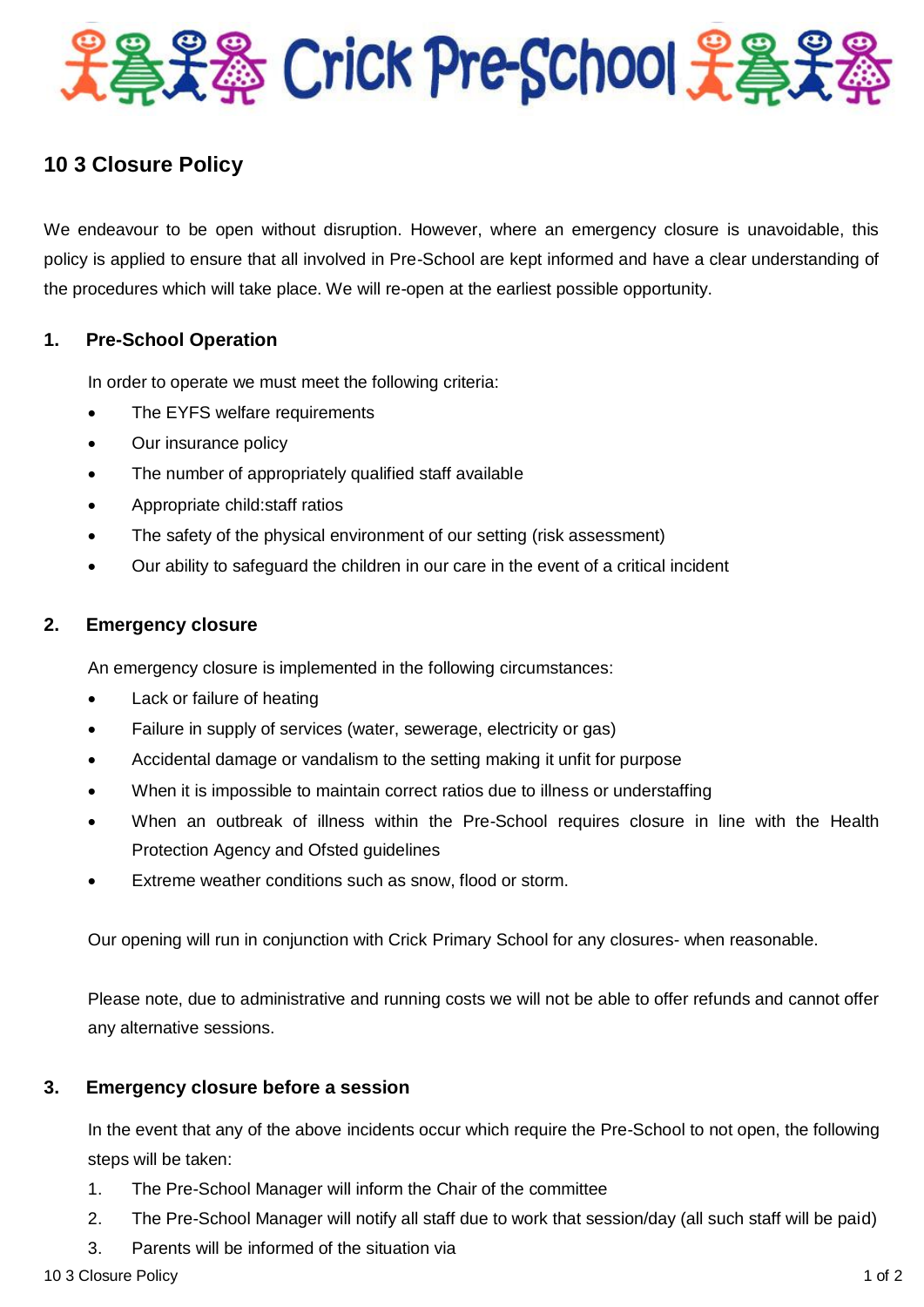# Crick Pre-School

## 10 3 Closure Policy

We endeavour to be open without disruption. However, where an emergency closure is unavoidable, this policy is applied to ensure that all involved in Pre-School are kept informed and have a clear understanding of the procedures which will take place. We will re-open at the earliest possible opportunity.

### 1. Pre-School Operation

In order to operate we must meet the following criteria:

- The EYFS welfare requirements
- Our insurance policy
- The number of appropriately qualified staff available
- Appropriate child:staff ratios
- The safety of the physical environment of our setting (risk assessment)
- Our ability to safeguard the children in our care in the event of a critical incident

### 2. Emergency closure

An emergency closure is implemented in the following circumstances:

- Lack or failure of heating
- Failure in supply of services (water, sewerage, electricity or gas)
- Accidental damage or vandalism to the setting making it unfit for purpose
- When it is impossible to maintain correct ratios due to illness or understaffing
- When an outbreak of illness within the Pre-School requires closure in line with the Health Protection Agency and Ofsted guidelines
- Extreme weather conditions such as snow, flood or storm.

Our opening will run in conjunction with Crick Primary School for any closures- when reasonable.

Please note, due to administrative and running costs we will not be able to offer refunds and cannot offer any alternative sessions.

### 3. Emergency closure before a session

In the event that any of the above incidents occur which require the Pre-School to not open, the following steps will be taken:

1. The Pre-School Manager will inform the Chair of the committee
2. The Pre-School Manager will notify all staff due to work that session/day (all such staff will be paid)
3. Parents will be informed of the situation via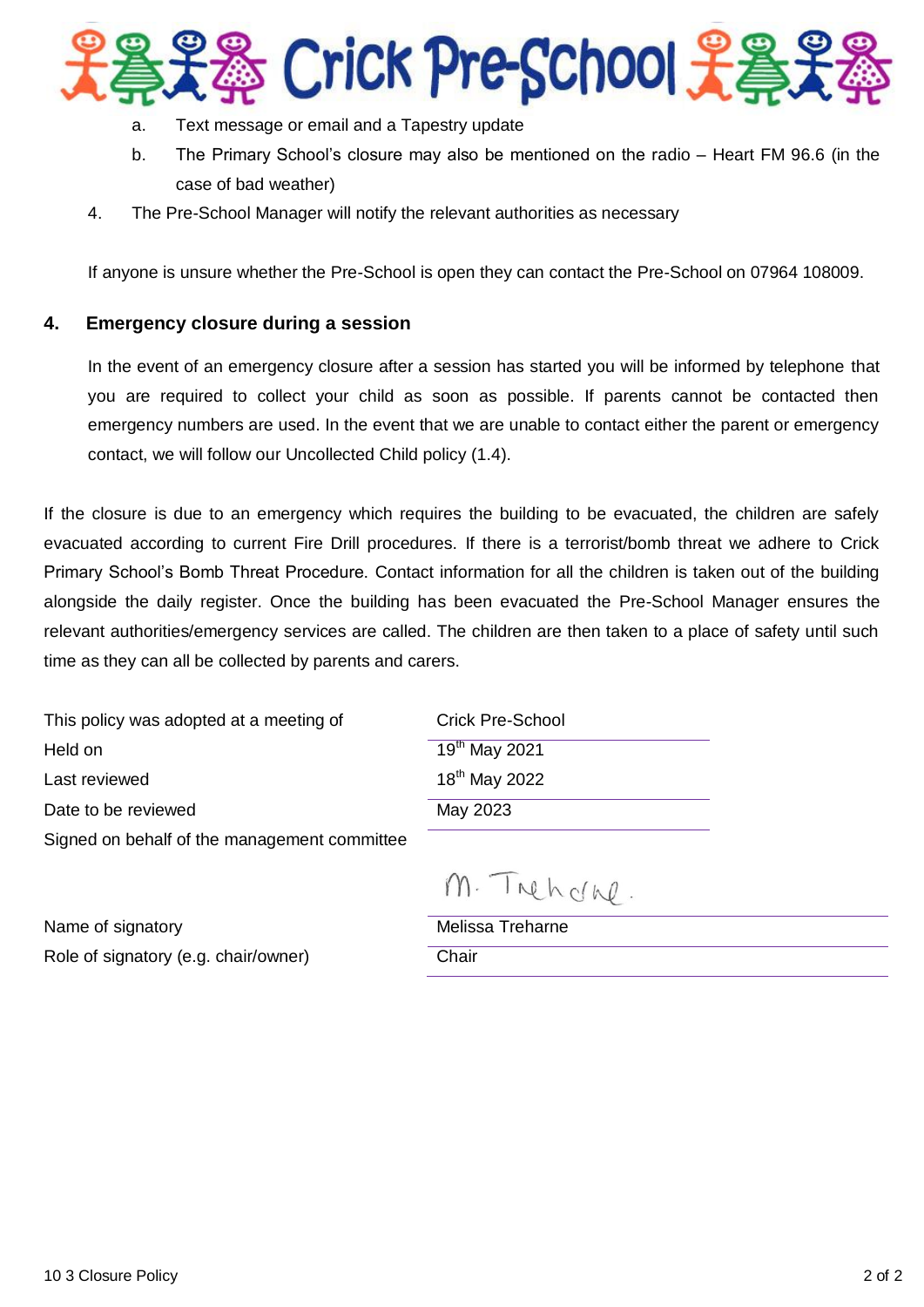a. Text message or email and a Tapestry update

b. The Primary School's closure may also be mentioned on the radio – Heart FM 96.6 (in the case of bad weather)

4. The Pre-School Manager will notify the relevant authorities as necessary

If anyone is unsure whether the Pre-School is open they can contact the Pre-School on 07964 108009.

## 4. Emergency closure during a session

In the event of an emergency closure after a session has started you will be informed by telephone that you are required to collect your child as soon as possible. If parents cannot be contacted then emergency numbers are used. In the event that we are unable to contact either the parent or emergency contact, we will follow our Uncollected Child policy (1.4).

If the closure is due to an emergency which requires the building to be evacuated, the children are safely evacuated according to current Fire Drill procedures. If there is a terrorist/bomb threat we adhere to Crick Primary School's Bomb Threat Procedure. Contact information for all the children is taken out of the building alongside the daily register. Once the building has been evacuated the Pre-School Manager ensures the relevant authorities/emergency services are called. The children are then taken to a place of safety until such time as they can all be collected by parents and carers.

| | |
|---|---|
| This policy was adopted at a meeting of | Crick Pre-School |
| Held on | 19th May 2021 |
| Last reviewed | 18th May 2022 |
| Date to be reviewed | May 2023 |
| Signed on behalf of the management committee | M. Treharne |
| Name of signatory | Melissa Treharne |
| Role of signatory (e.g. chair/owner) | Chair |